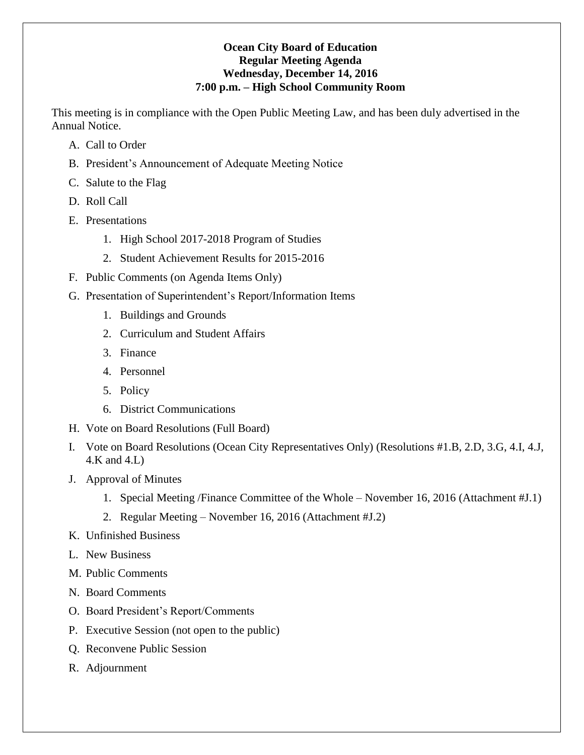**Ocean City Board of Education**
**Regular Meeting Agenda**
**Wednesday, December 14, 2016**
**7:00 p.m. – High School Community Room**

This meeting is in compliance with the Open Public Meeting Law, and has been duly advertised in the Annual Notice.

A. Call to Order

B. President's Announcement of Adequate Meeting Notice

C. Salute to the Flag

D. Roll Call

E. Presentations

   1. High School 2017-2018 Program of Studies
   2. Student Achievement Results for 2015-2016

F. Public Comments (on Agenda Items Only)

G. Presentation of Superintendent's Report/Information Items

   1. Buildings and Grounds
   2. Curriculum and Student Affairs
   3. Finance
   4. Personnel
   5. Policy
   6. District Communications

H. Vote on Board Resolutions (Full Board)

I. Vote on Board Resolutions (Ocean City Representatives Only) (Resolutions #1.B, 2.D, 3.G, 4.I, 4.J, 4.K and 4.L)

J. Approval of Minutes

   1. Special Meeting /Finance Committee of the Whole – November 16, 2016 (Attachment #J.1)
   2. Regular Meeting – November 16, 2016 (Attachment #J.2)

K. Unfinished Business

L. New Business

M. Public Comments

N. Board Comments

O. Board President's Report/Comments

P. Executive Session (not open to the public)

Q. Reconvene Public Session

R. Adjournment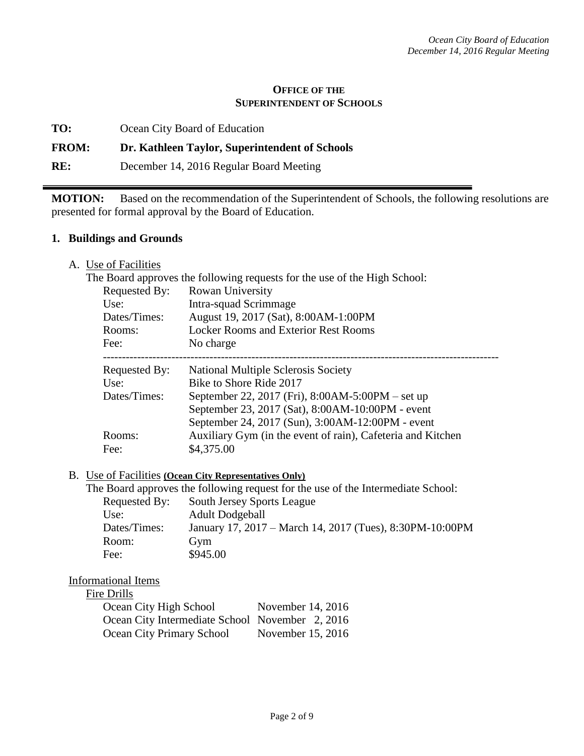**OFFICE OF THE**
**SUPERINTENDENT OF SCHOOLS**

**TO:** Ocean City Board of Education

**FROM:** **Dr. Kathleen Taylor, Superintendent of Schools**

**RE:** December 14, 2016 Regular Board Meeting

---

**MOTION:** Based on the recommendation of the Superintendent of Schools, the following resolutions are presented for formal approval by the Board of Education.

## 1. Buildings and Grounds

A. Use of Facilities

The Board approves the following requests for the use of the High School:

| | |
|---|---|
| Requested By: | Rowan University |
| Use: | Intra-squad Scrimmage |
| Dates/Times: | August 19, 2017 (Sat), 8:00AM-1:00PM |
| Rooms: | Locker Rooms and Exterior Rest Rooms |
| Fee: | No charge |

---

| | |
|---|---|
| Requested By: | National Multiple Sclerosis Society |
| Use: | Bike to Shore Ride 2017 |
| Dates/Times: | September 22, 2017 (Fri), 8:00AM-5:00PM – set up<br>September 23, 2017 (Sat), 8:00AM-10:00PM - event<br>September 24, 2017 (Sun), 3:00AM-12:00PM - event |
| Rooms: | Auxiliary Gym (in the event of rain), Cafeteria and Kitchen |
| Fee: | $4,375.00 |

B. Use of Facilities **(Ocean City Representatives Only)**

The Board approves the following request for the use of the Intermediate School:

| | |
|---|---|
| Requested By: | South Jersey Sports League |
| Use: | Adult Dodgeball |
| Dates/Times: | January 17, 2017 – March 14, 2017 (Tues), 8:30PM-10:00PM |
| Room: | Gym |
| Fee: | $945.00 |

Informational Items

Fire Drills

| | |
|---|---|
| Ocean City High School | November 14, 2016 |
| Ocean City Intermediate School | November 2, 2016 |
| Ocean City Primary School | November 15, 2016 |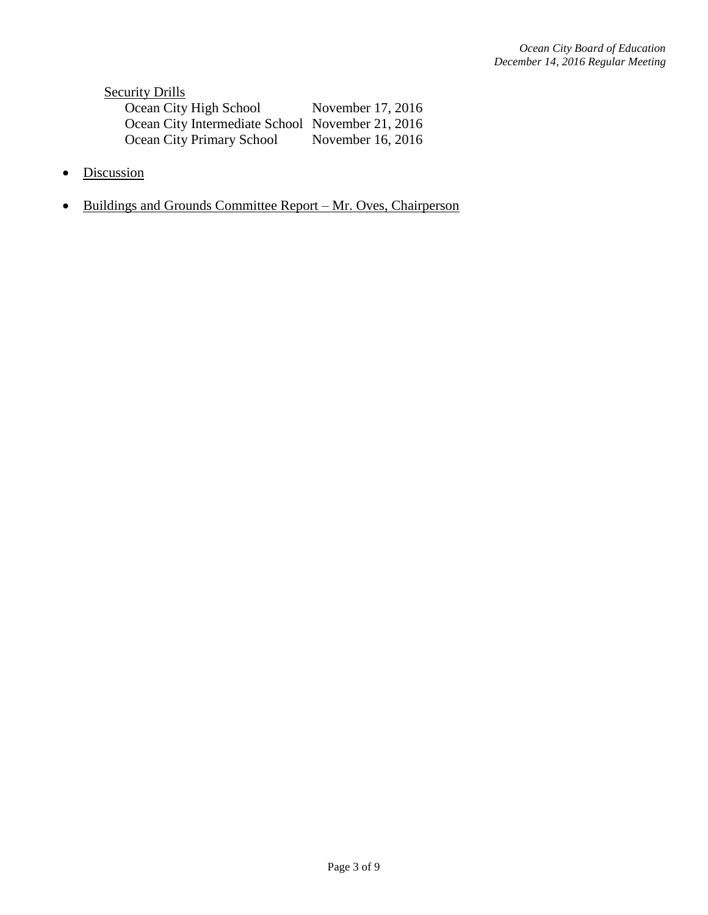Security Drills

| | |
|---|---|
| Ocean City High School | November 17, 2016 |
| Ocean City Intermediate School | November 21, 2016 |
| Ocean City Primary School | November 16, 2016 |

- Discussion

- Buildings and Grounds Committee Report – Mr. Oves, Chairperson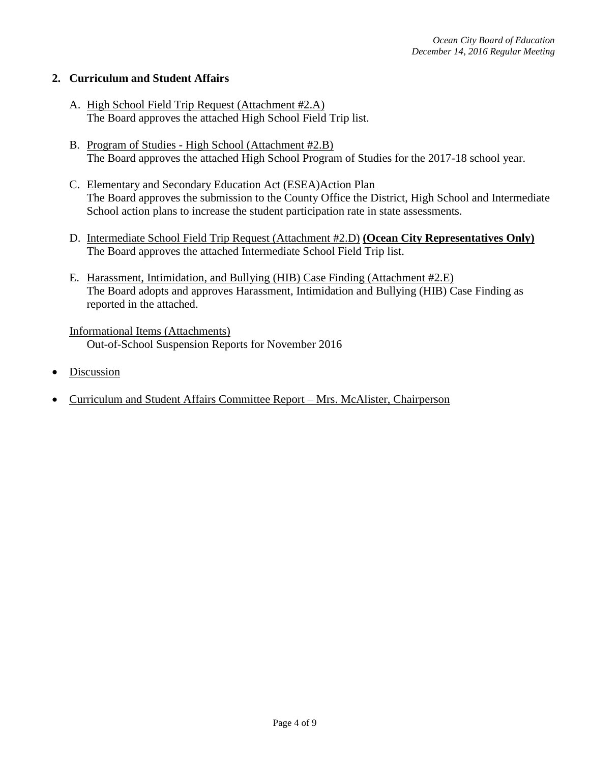## 2. Curriculum and Student Affairs

A. High School Field Trip Request (Attachment #2.A)
   The Board approves the attached High School Field Trip list.

B. Program of Studies - High School (Attachment #2.B)
   The Board approves the attached High School Program of Studies for the 2017-18 school year.

C. Elementary and Secondary Education Act (ESEA)Action Plan
   The Board approves the submission to the County Office the District, High School and Intermediate School action plans to increase the student participation rate in state assessments.

D. Intermediate School Field Trip Request (Attachment #2.D) **(Ocean City Representatives Only)**
   The Board approves the attached Intermediate School Field Trip list.

E. Harassment, Intimidation, and Bullying (HIB) Case Finding (Attachment #2.E)
   The Board adopts and approves Harassment, Intimidation and Bullying (HIB) Case Finding as reported in the attached.

Informational Items (Attachments)
   Out-of-School Suspension Reports for November 2016

- Discussion

- Curriculum and Student Affairs Committee Report – Mrs. McAlister, Chairperson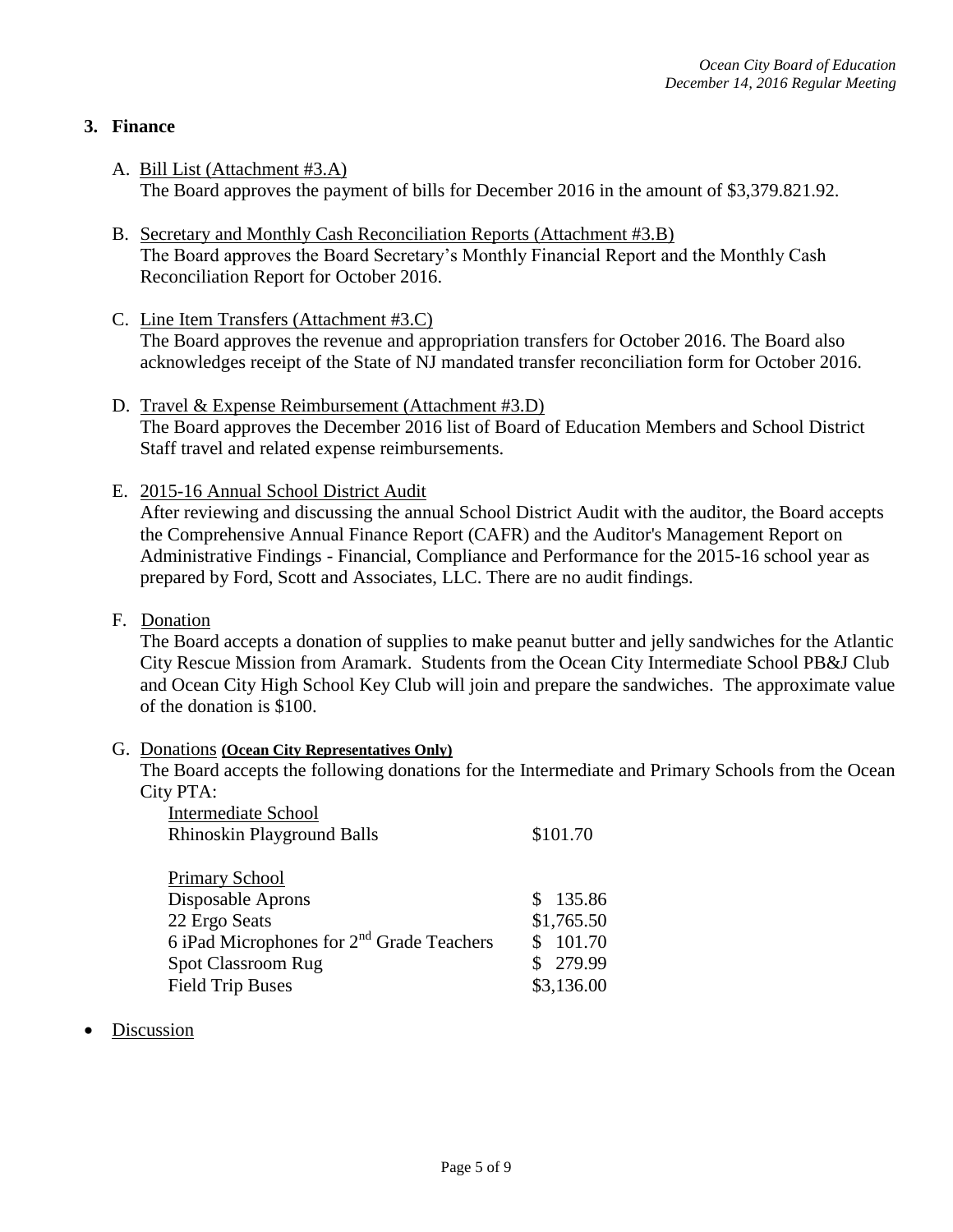## 3. Finance

A. Bill List (Attachment #3.A)
The Board approves the payment of bills for December 2016 in the amount of $3,379.821.92.

B. Secretary and Monthly Cash Reconciliation Reports (Attachment #3.B)
The Board approves the Board Secretary's Monthly Financial Report and the Monthly Cash Reconciliation Report for October 2016.

C. Line Item Transfers (Attachment #3.C)
The Board approves the revenue and appropriation transfers for October 2016. The Board also acknowledges receipt of the State of NJ mandated transfer reconciliation form for October 2016.

D. Travel & Expense Reimbursement (Attachment #3.D)
The Board approves the December 2016 list of Board of Education Members and School District Staff travel and related expense reimbursements.

E. 2015-16 Annual School District Audit
After reviewing and discussing the annual School District Audit with the auditor, the Board accepts the Comprehensive Annual Finance Report (CAFR) and the Auditor's Management Report on Administrative Findings - Financial, Compliance and Performance for the 2015-16 school year as prepared by Ford, Scott and Associates, LLC. There are no audit findings.

F. Donation
The Board accepts a donation of supplies to make peanut butter and jelly sandwiches for the Atlantic City Rescue Mission from Aramark. Students from the Ocean City Intermediate School PB&J Club and Ocean City High School Key Club will join and prepare the sandwiches. The approximate value of the donation is $100.

G. Donations **(Ocean City Representatives Only)**
The Board accepts the following donations for the Intermediate and Primary Schools from the Ocean City PTA:

| Intermediate School | |
|---|---|
| Rhinoskin Playground Balls | $101.70 |
| | |
| Primary School | |
| Disposable Aprons | $ 135.86 |
| 22 Ergo Seats | $1,765.50 |
| 6 iPad Microphones for 2nd Grade Teachers | $ 101.70 |
| Spot Classroom Rug | $ 279.99 |
| Field Trip Buses | $3,136.00 |

- Discussion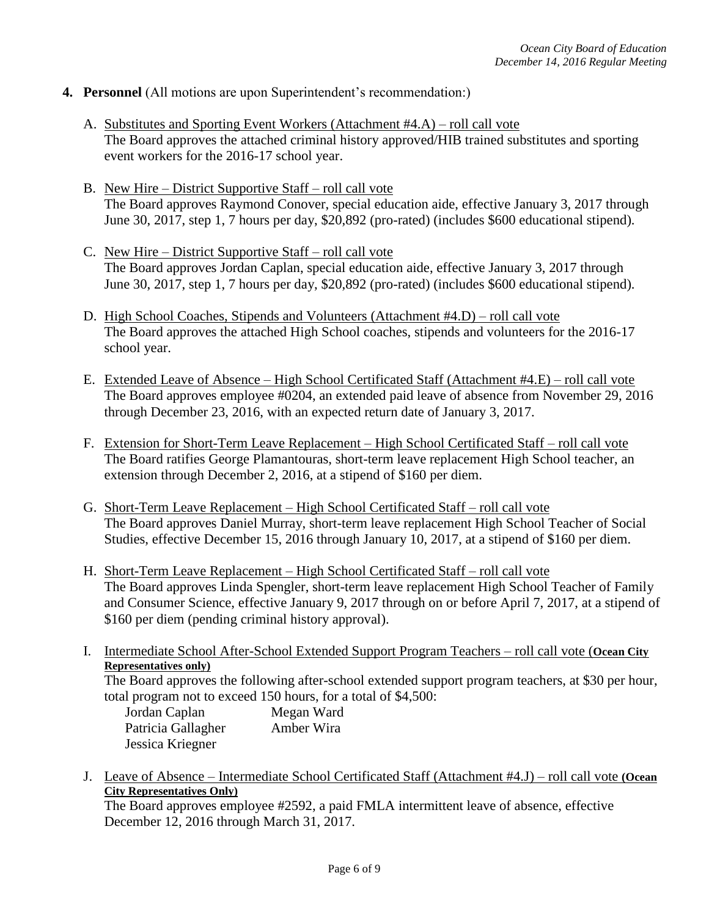**4. Personnel** (All motions are upon Superintendent's recommendation:)

A. <u>Substitutes and Sporting Event Workers (Attachment #4.A) – roll call vote</u>
The Board approves the attached criminal history approved/HIB trained substitutes and sporting event workers for the 2016-17 school year.

B. <u>New Hire – District Supportive Staff – roll call vote</u>
The Board approves Raymond Conover, special education aide, effective January 3, 2017 through June 30, 2017, step 1, 7 hours per day, $20,892 (pro-rated) (includes $600 educational stipend).

C. <u>New Hire – District Supportive Staff – roll call vote</u>
The Board approves Jordan Caplan, special education aide, effective January 3, 2017 through June 30, 2017, step 1, 7 hours per day, $20,892 (pro-rated) (includes $600 educational stipend).

D. <u>High School Coaches, Stipends and Volunteers (Attachment #4.D) – roll call vote</u>
The Board approves the attached High School coaches, stipends and volunteers for the 2016-17 school year.

E. <u>Extended Leave of Absence – High School Certificated Staff (Attachment #4.E) – roll call vote</u>
The Board approves employee #0204, an extended paid leave of absence from November 29, 2016 through December 23, 2016, with an expected return date of January 3, 2017.

F. <u>Extension for Short-Term Leave Replacement – High School Certificated Staff – roll call vote</u>
The Board ratifies George Plamantouras, short-term leave replacement High School teacher, an extension through December 2, 2016, at a stipend of $160 per diem.

G. <u>Short-Term Leave Replacement – High School Certificated Staff – roll call vote</u>
The Board approves Daniel Murray, short-term leave replacement High School Teacher of Social Studies, effective December 15, 2016 through January 10, 2017, at a stipend of $160 per diem.

H. <u>Short-Term Leave Replacement – High School Certificated Staff – roll call vote</u>
The Board approves Linda Spengler, short-term leave replacement High School Teacher of Family and Consumer Science, effective January 9, 2017 through on or before April 7, 2017, at a stipend of $160 per diem (pending criminal history approval).

I. <u>Intermediate School After-School Extended Support Program Teachers – roll call vote (**Ocean City Representatives only)**</u>
The Board approves the following after-school extended support program teachers, at $30 per hour, total program not to exceed 150 hours, for a total of $4,500:

| | |
|---|---|
| Jordan Caplan | Megan Ward |
| Patricia Gallagher | Amber Wira |
| Jessica Kriegner | |

J. <u>Leave of Absence – Intermediate School Certificated Staff (Attachment #4.J) – roll call vote **(Ocean City Representatives Only)**</u>
The Board approves employee #2592, a paid FMLA intermittent leave of absence, effective December 12, 2016 through March 31, 2017.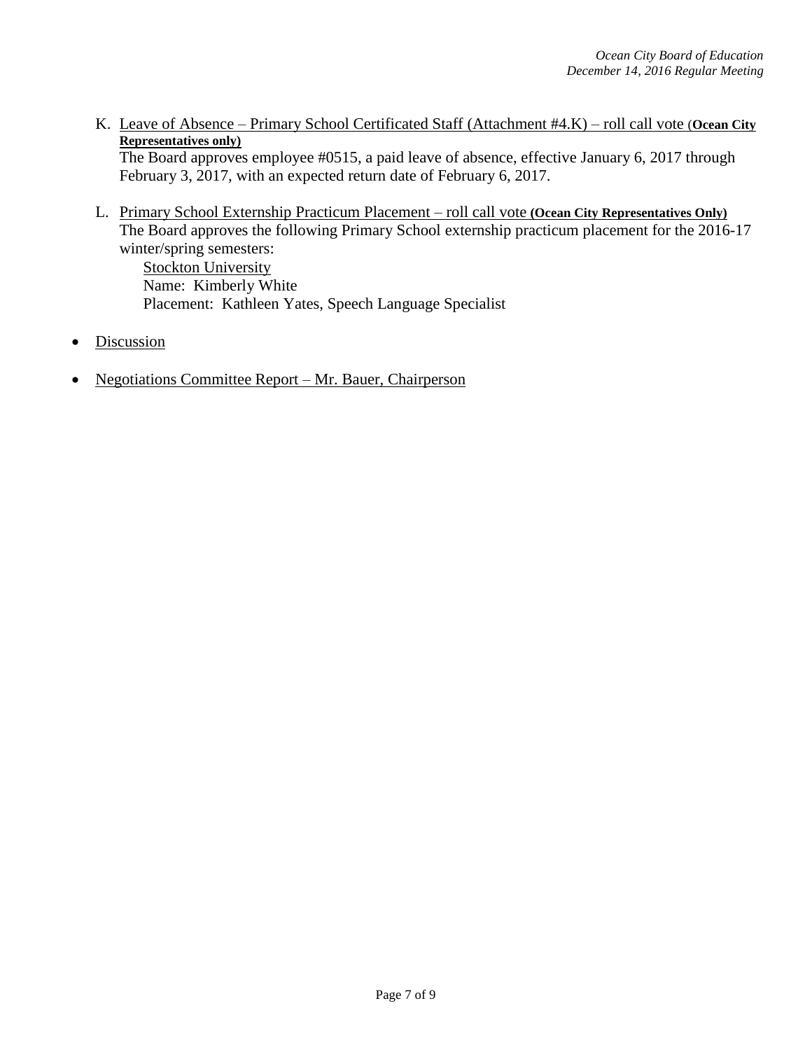K. Leave of Absence – Primary School Certificated Staff (Attachment #4.K) – roll call vote (**Ocean City Representatives only)**
   The Board approves employee #0515, a paid leave of absence, effective January 6, 2017 through February 3, 2017, with an expected return date of February 6, 2017.

L. Primary School Externship Practicum Placement – roll call vote **(Ocean City Representatives Only)**
   The Board approves the following Primary School externship practicum placement for the 2016-17 winter/spring semesters:
   Stockton University
   Name: Kimberly White
   Placement: Kathleen Yates, Speech Language Specialist

- Discussion

- Negotiations Committee Report – Mr. Bauer, Chairperson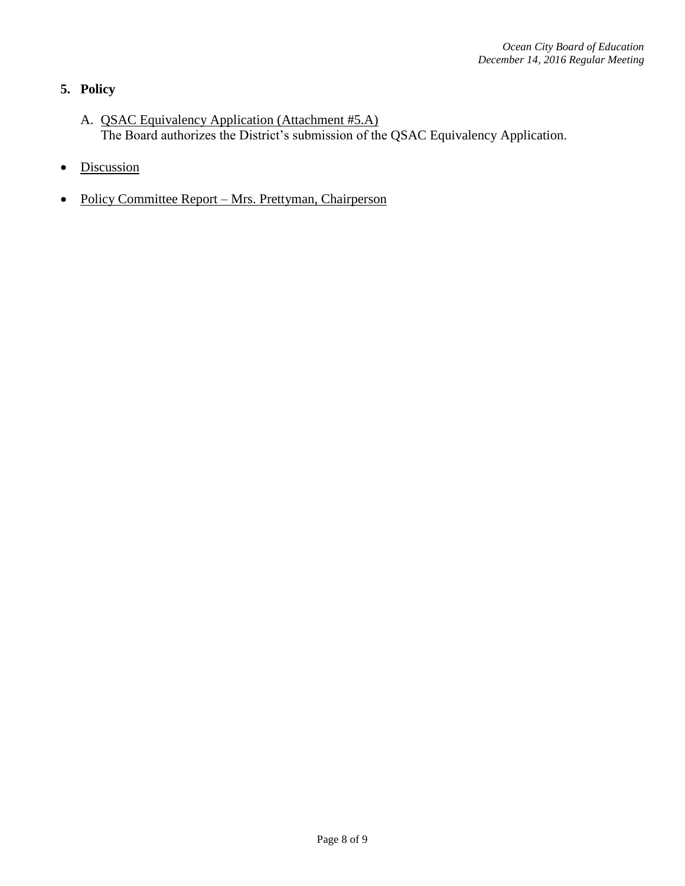## 5. Policy

A. <u>QSAC Equivalency Application (Attachment #5.A)</u>
The Board authorizes the District's submission of the QSAC Equivalency Application.

- <u>Discussion</u>

- <u>Policy Committee Report – Mrs. Prettyman, Chairperson</u>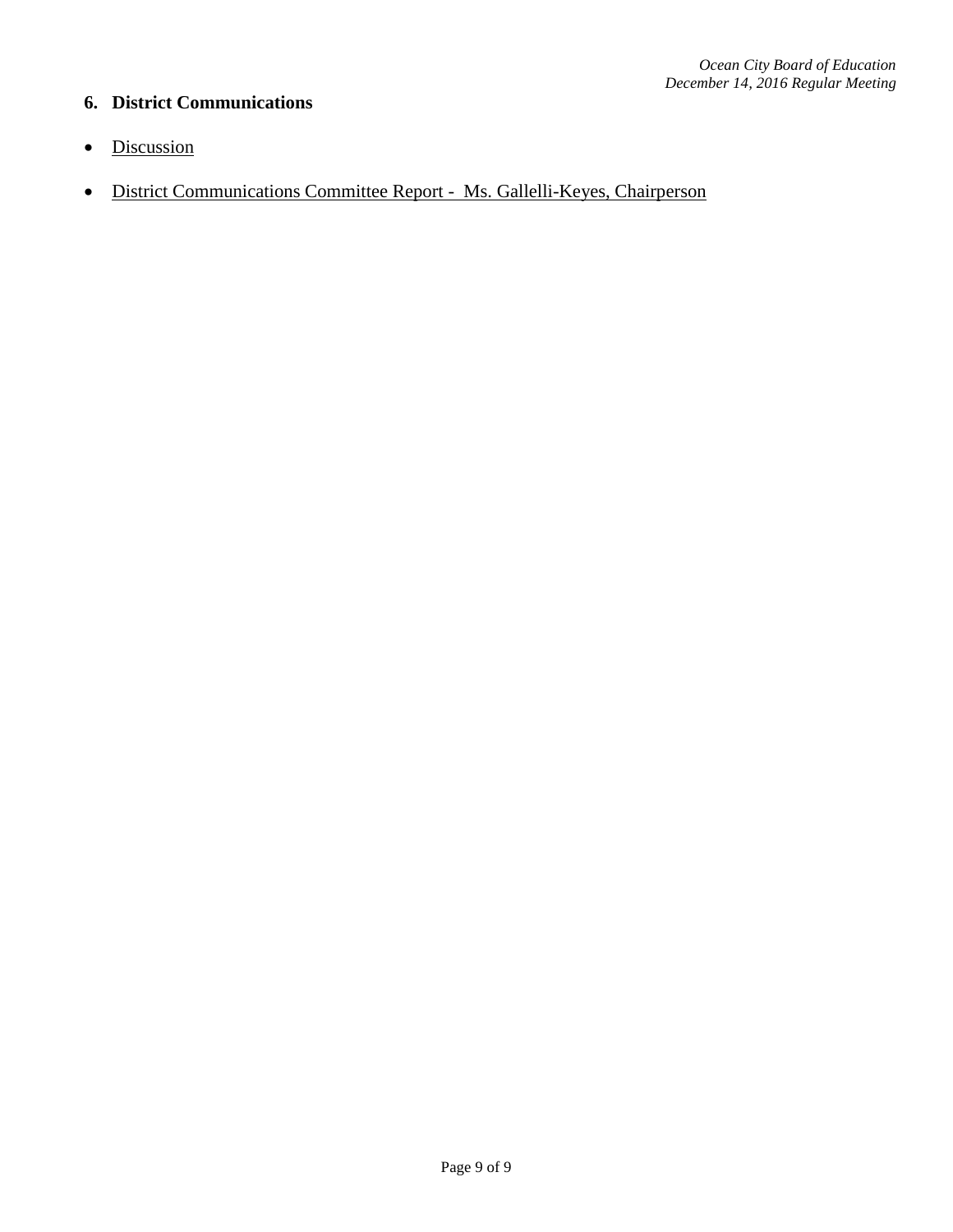**6. District Communications**

- <u>Discussion</u>

- <u>District Communications Committee Report -  Ms. Gallelli-Keyes, Chairperson</u>